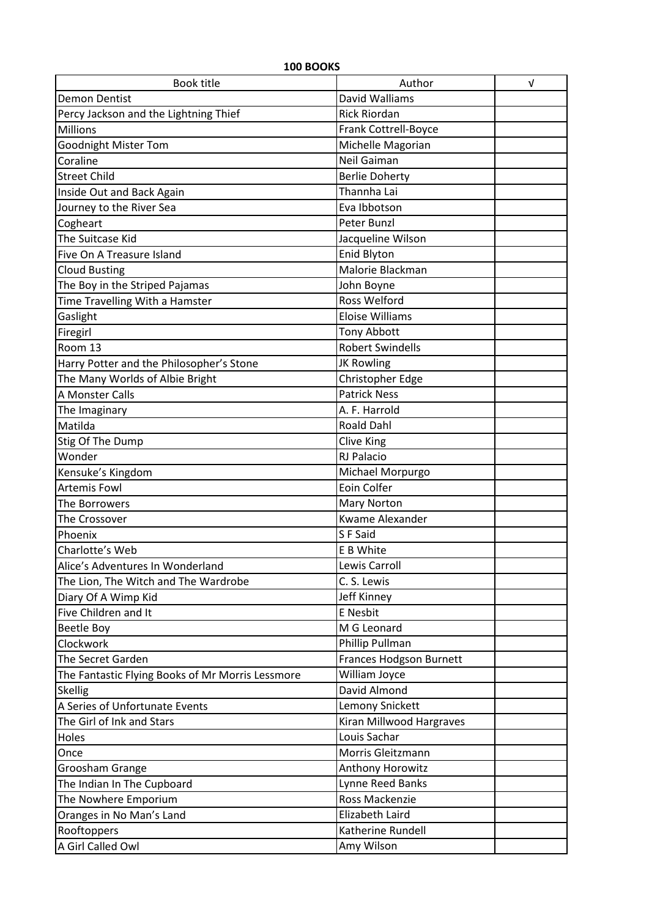**100 BOOKS**

| Book title | Author | √ |
|---|---|---|
| Demon Dentist | David Walliams | |
| Percy Jackson and the Lightning Thief | Rick Riordan | |
| Millions | Frank Cottrell-Boyce | |
| Goodnight Mister Tom | Michelle Magorian | |
| Coraline | Neil Gaiman | |
| Street Child | Berlie Doherty | |
| Inside Out and Back Again | Thannha Lai | |
| Journey to the River Sea | Eva Ibbotson | |
| Cogheart | Peter Bunzl | |
| The Suitcase Kid | Jacqueline Wilson | |
| Five On A Treasure Island | Enid Blyton | |
| Cloud Busting | Malorie Blackman | |
| The Boy in the Striped Pajamas | John Boyne | |
| Time Travelling With a Hamster | Ross Welford | |
| Gaslight | Eloise Williams | |
| Firegirl | Tony Abbott | |
| Room 13 | Robert Swindells | |
| Harry Potter and the Philosopher's Stone | JK Rowling | |
| The Many Worlds of Albie Bright | Christopher Edge | |
| A Monster Calls | Patrick Ness | |
| The Imaginary | A. F. Harrold | |
| Matilda | Roald Dahl | |
| Stig Of The Dump | Clive King | |
| Wonder | RJ Palacio | |
| Kensuke's Kingdom | Michael Morpurgo | |
| Artemis Fowl | Eoin Colfer | |
| The Borrowers | Mary Norton | |
| The Crossover | Kwame Alexander | |
| Phoenix | S F Said | |
| Charlotte's Web | E B White | |
| Alice's Adventures In Wonderland | Lewis Carroll | |
| The Lion, The Witch and The Wardrobe | C. S. Lewis | |
| Diary Of A Wimp Kid | Jeff Kinney | |
| Five Children and It | E Nesbit | |
| Beetle Boy | M G Leonard | |
| Clockwork | Phillip Pullman | |
| The Secret Garden | Frances Hodgson Burnett | |
| The Fantastic Flying Books of Mr Morris Lessmore | William Joyce | |
| Skellig | David Almond | |
| A Series of Unfortunate Events | Lemony Snickett | |
| The Girl of Ink and Stars | Kiran Millwood Hargraves | |
| Holes | Louis Sachar | |
| Once | Morris Gleitzmann | |
| Groosham Grange | Anthony Horowitz | |
| The Indian In The Cupboard | Lynne Reed Banks | |
| The Nowhere Emporium | Ross Mackenzie | |
| Oranges in No Man's Land | Elizabeth Laird | |
| Rooftoppers | Katherine Rundell | |
| A Girl Called Owl | Amy Wilson | |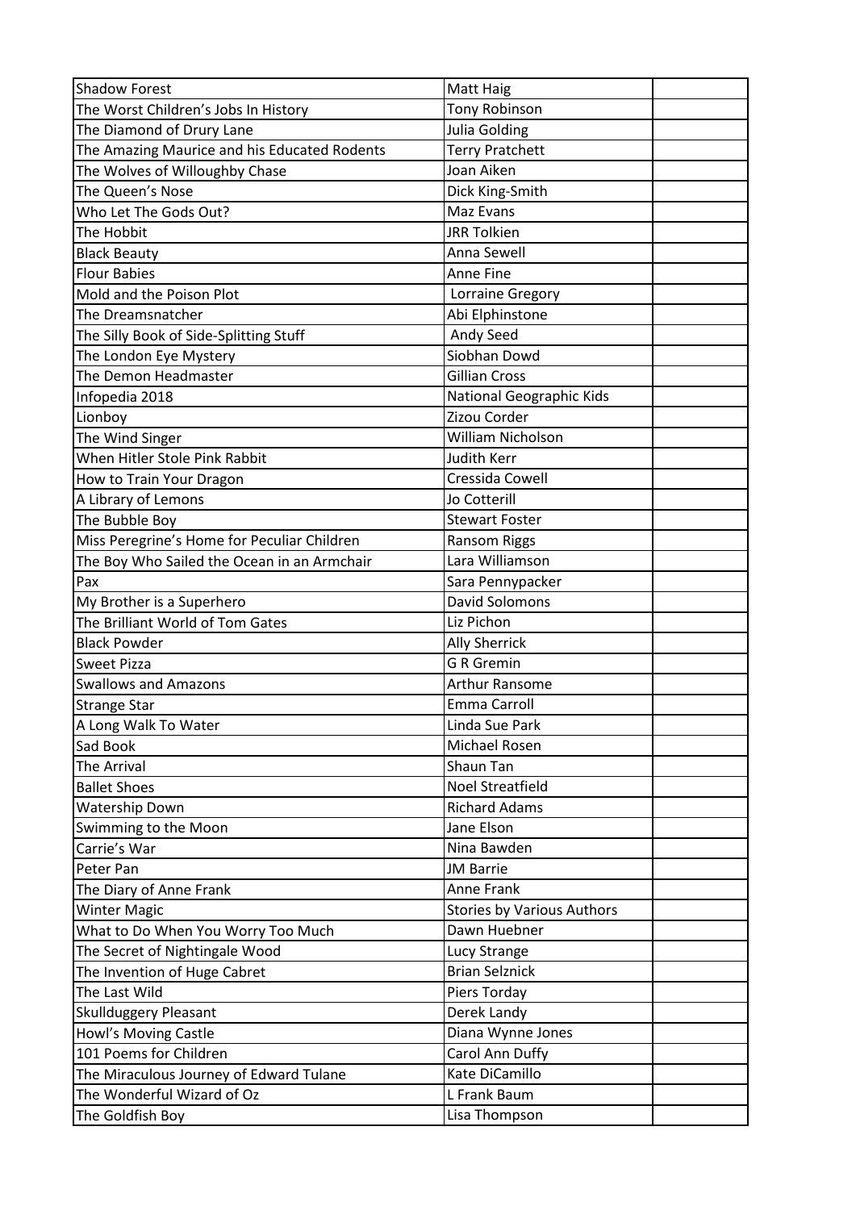| | | |
|---|---|---|
| Shadow Forest | Matt Haig | |
| The Worst Children's Jobs In History | Tony Robinson | |
| The Diamond of Drury Lane | Julia Golding | |
| The Amazing Maurice and his Educated Rodents | Terry Pratchett | |
| The Wolves of Willoughby Chase | Joan Aiken | |
| The Queen's Nose | Dick King-Smith | |
| Who Let The Gods Out? | Maz Evans | |
| The Hobbit | JRR Tolkien | |
| Black Beauty | Anna Sewell | |
| Flour Babies | Anne Fine | |
| Mold and the Poison Plot | Lorraine Gregory | |
| The Dreamsnatcher | Abi Elphinstone | |
| The Silly Book of Side-Splitting Stuff | Andy Seed | |
| The London Eye Mystery | Siobhan Dowd | |
| The Demon Headmaster | Gillian Cross | |
| Infopedia 2018 | National Geographic Kids | |
| Lionboy | Zizou Corder | |
| The Wind Singer | William Nicholson | |
| When Hitler Stole Pink Rabbit | Judith Kerr | |
| How to Train Your Dragon | Cressida Cowell | |
| A Library of Lemons | Jo Cotterill | |
| The Bubble Boy | Stewart Foster | |
| Miss Peregrine's Home for Peculiar Children | Ransom Riggs | |
| The Boy Who Sailed the Ocean in an Armchair | Lara Williamson | |
| Pax | Sara Pennypacker | |
| My Brother is a Superhero | David Solomons | |
| The Brilliant World of Tom Gates | Liz Pichon | |
| Black Powder | Ally Sherrick | |
| Sweet Pizza | G R Gremin | |
| Swallows and Amazons | Arthur Ransome | |
| Strange Star | Emma Carroll | |
| A Long Walk To Water | Linda Sue Park | |
| Sad Book | Michael Rosen | |
| The Arrival | Shaun Tan | |
| Ballet Shoes | Noel Streatfield | |
| Watership Down | Richard Adams | |
| Swimming to the Moon | Jane Elson | |
| Carrie's War | Nina Bawden | |
| Peter Pan | JM Barrie | |
| The Diary of Anne Frank | Anne Frank | |
| Winter Magic | Stories by Various Authors | |
| What to Do When You Worry Too Much | Dawn Huebner | |
| The Secret of Nightingale Wood | Lucy Strange | |
| The Invention of Huge Cabret | Brian Selznick | |
| The Last Wild | Piers Torday | |
| Skullduggery Pleasant | Derek Landy | |
| Howl's Moving Castle | Diana Wynne Jones | |
| 101 Poems for Children | Carol Ann Duffy | |
| The Miraculous Journey of Edward Tulane | Kate DiCamillo | |
| The Wonderful Wizard of Oz | L Frank Baum | |
| The Goldfish Boy | Lisa Thompson | |